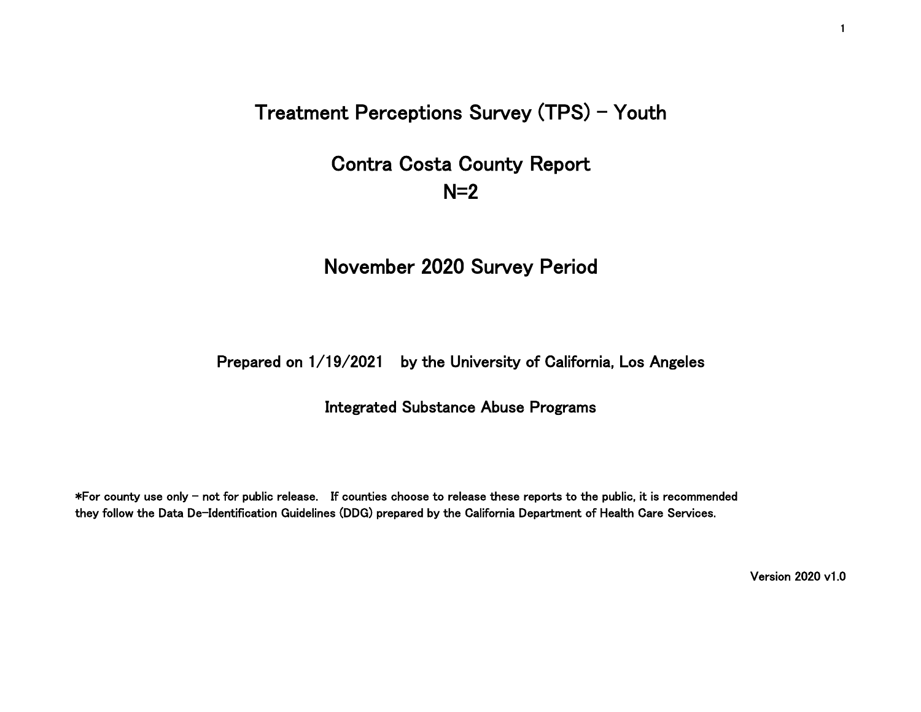# Treatment Perceptions Survey (TPS) – Youth

# Contra Costa County Report
# N=2

## November 2020 Survey Period

Prepared on 1/19/2021 by the University of California, Los Angeles

Integrated Substance Abuse Programs

*For county use only – not for public release. If counties choose to release these reports to the public, it is recommended they follow the Data De-Identification Guidelines (DDG) prepared by the California Department of Health Care Services.

Version 2020 v1.0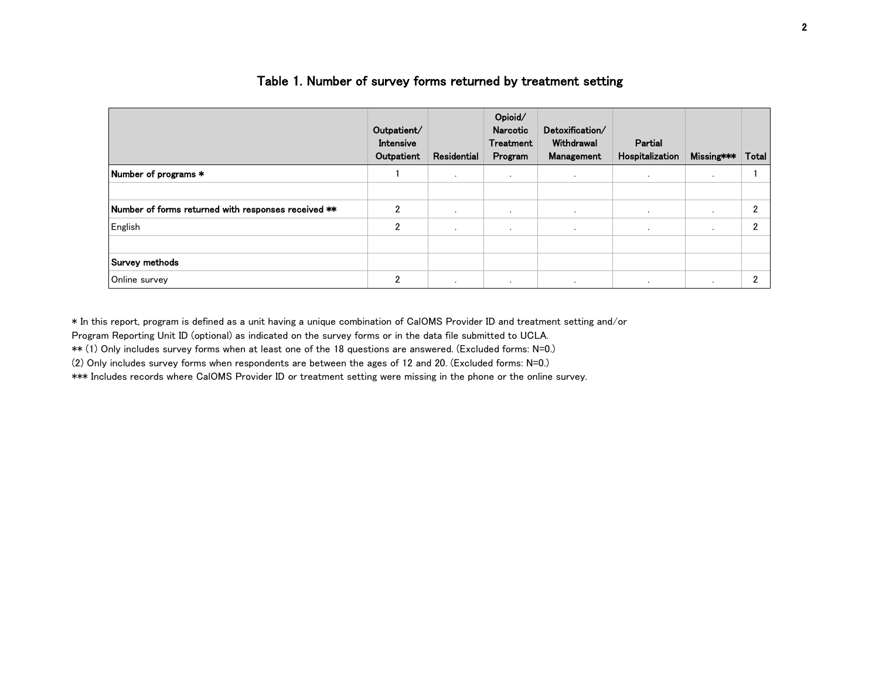## Table 1. Number of survey forms returned by treatment setting

| | Outpatient/ Intensive Outpatient | Residential | Opioid/ Narcotic Treatment Program | Detoxification/ Withdrawal Management | Partial Hospitalization | Missing*** | Total |
|---|---|---|---|---|---|---|---|
| **Number of programs *** | 1 | . | . | . | . | . | 1 |
| | | | | | | | |
| **Number of forms returned with responses received **** | 2 | . | . | . | . | . | 2 |
| English | 2 | . | . | . | . | . | 2 |
| | | | | | | | |
| **Survey methods** | | | | | | | |
| Online survey | 2 | . | . | . | . | . | 2 |

* In this report, program is defined as a unit having a unique combination of CalOMS Provider ID and treatment setting and/or Program Reporting Unit ID (optional) as indicated on the survey forms or in the data file submitted to UCLA.

** (1) Only includes survey forms when at least one of the 18 questions are answered. (Excluded forms: N=0.)

(2) Only includes survey forms when respondents are between the ages of 12 and 20. (Excluded forms: N=0.)

*** Includes records where CalOMS Provider ID or treatment setting were missing in the phone or the online survey.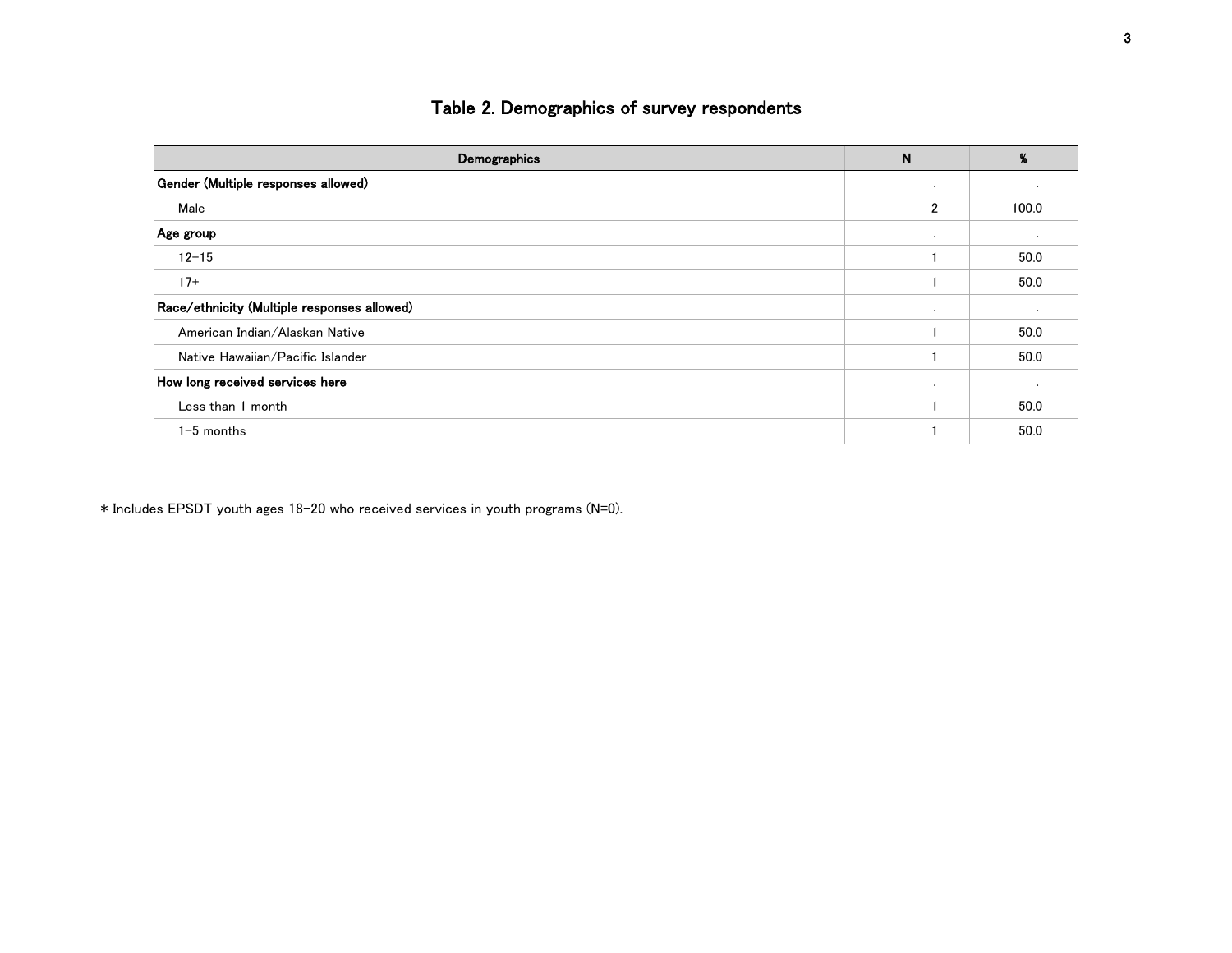# Table 2. Demographics of survey respondents

| Demographics | N | % |
|---|---|---|
| **Gender (Multiple responses allowed)** | . | . |
| Male | 2 | 100.0 |
| **Age group** | . | . |
| 12-15 | 1 | 50.0 |
| 17+ | 1 | 50.0 |
| **Race/ethnicity (Multiple responses allowed)** | . | . |
| American Indian/Alaskan Native | 1 | 50.0 |
| Native Hawaiian/Pacific Islander | 1 | 50.0 |
| **How long received services here** | . | . |
| Less than 1 month | 1 | 50.0 |
| 1-5 months | 1 | 50.0 |

* Includes EPSDT youth ages 18-20 who received services in youth programs (N=0).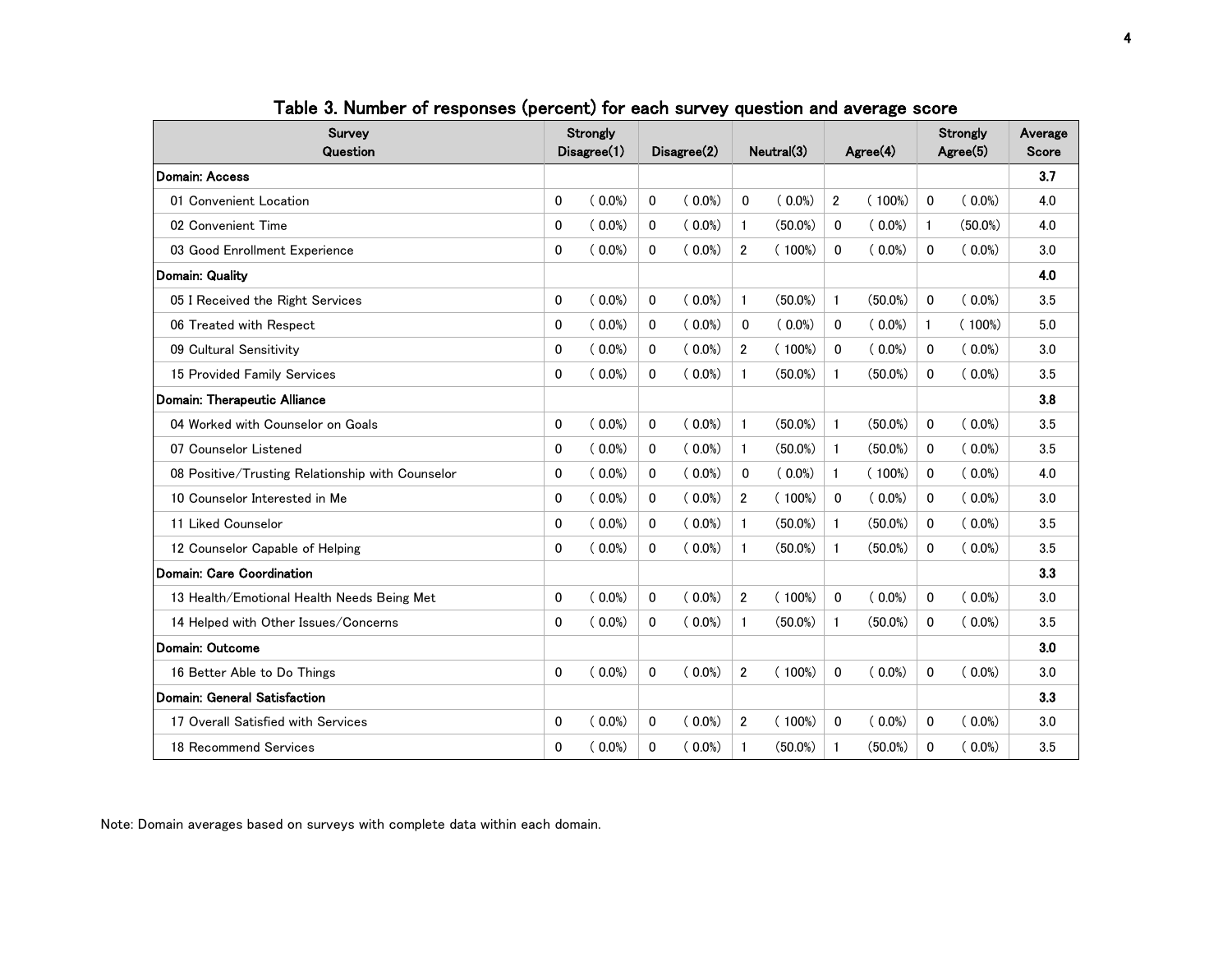## Table 3. Number of responses (percent) for each survey question and average score

| Survey Question | Strongly Disagree(1) | | Disagree(2) | | Neutral(3) | | Agree(4) | | Strongly Agree(5) | | Average Score |
|---|---|---|---|---|---|---|---|---|---|---|---|
| **Domain: Access** | | | | | | | | | | | **3.7** |
| 01 Convenient Location | 0 | ( 0.0%) | 0 | ( 0.0%) | 0 | ( 0.0%) | 2 | ( 100%) | 0 | ( 0.0%) | 4.0 |
| 02 Convenient Time | 0 | ( 0.0%) | 0 | ( 0.0%) | 1 | (50.0%) | 0 | ( 0.0%) | 1 | (50.0%) | 4.0 |
| 03 Good Enrollment Experience | 0 | ( 0.0%) | 0 | ( 0.0%) | 2 | ( 100%) | 0 | ( 0.0%) | 0 | ( 0.0%) | 3.0 |
| **Domain: Quality** | | | | | | | | | | | **4.0** |
| 05 I Received the Right Services | 0 | ( 0.0%) | 0 | ( 0.0%) | 1 | (50.0%) | 1 | (50.0%) | 0 | ( 0.0%) | 3.5 |
| 06 Treated with Respect | 0 | ( 0.0%) | 0 | ( 0.0%) | 0 | ( 0.0%) | 0 | ( 0.0%) | 1 | ( 100%) | 5.0 |
| 09 Cultural Sensitivity | 0 | ( 0.0%) | 0 | ( 0.0%) | 2 | ( 100%) | 0 | ( 0.0%) | 0 | ( 0.0%) | 3.0 |
| 15 Provided Family Services | 0 | ( 0.0%) | 0 | ( 0.0%) | 1 | (50.0%) | 1 | (50.0%) | 0 | ( 0.0%) | 3.5 |
| **Domain: Therapeutic Alliance** | | | | | | | | | | | **3.8** |
| 04 Worked with Counselor on Goals | 0 | ( 0.0%) | 0 | ( 0.0%) | 1 | (50.0%) | 1 | (50.0%) | 0 | ( 0.0%) | 3.5 |
| 07 Counselor Listened | 0 | ( 0.0%) | 0 | ( 0.0%) | 1 | (50.0%) | 1 | (50.0%) | 0 | ( 0.0%) | 3.5 |
| 08 Positive/Trusting Relationship with Counselor | 0 | ( 0.0%) | 0 | ( 0.0%) | 0 | ( 0.0%) | 1 | ( 100%) | 0 | ( 0.0%) | 4.0 |
| 10 Counselor Interested in Me | 0 | ( 0.0%) | 0 | ( 0.0%) | 2 | ( 100%) | 0 | ( 0.0%) | 0 | ( 0.0%) | 3.0 |
| 11 Liked Counselor | 0 | ( 0.0%) | 0 | ( 0.0%) | 1 | (50.0%) | 1 | (50.0%) | 0 | ( 0.0%) | 3.5 |
| 12 Counselor Capable of Helping | 0 | ( 0.0%) | 0 | ( 0.0%) | 1 | (50.0%) | 1 | (50.0%) | 0 | ( 0.0%) | 3.5 |
| **Domain: Care Coordination** | | | | | | | | | | | **3.3** |
| 13 Health/Emotional Health Needs Being Met | 0 | ( 0.0%) | 0 | ( 0.0%) | 2 | ( 100%) | 0 | ( 0.0%) | 0 | ( 0.0%) | 3.0 |
| 14 Helped with Other Issues/Concerns | 0 | ( 0.0%) | 0 | ( 0.0%) | 1 | (50.0%) | 1 | (50.0%) | 0 | ( 0.0%) | 3.5 |
| **Domain: Outcome** | | | | | | | | | | | **3.0** |
| 16 Better Able to Do Things | 0 | ( 0.0%) | 0 | ( 0.0%) | 2 | ( 100%) | 0 | ( 0.0%) | 0 | ( 0.0%) | 3.0 |
| **Domain: General Satisfaction** | | | | | | | | | | | **3.3** |
| 17 Overall Satisfied with Services | 0 | ( 0.0%) | 0 | ( 0.0%) | 2 | ( 100%) | 0 | ( 0.0%) | 0 | ( 0.0%) | 3.0 |
| 18 Recommend Services | 0 | ( 0.0%) | 0 | ( 0.0%) | 1 | (50.0%) | 1 | (50.0%) | 0 | ( 0.0%) | 3.5 |

Note: Domain averages based on surveys with complete data within each domain.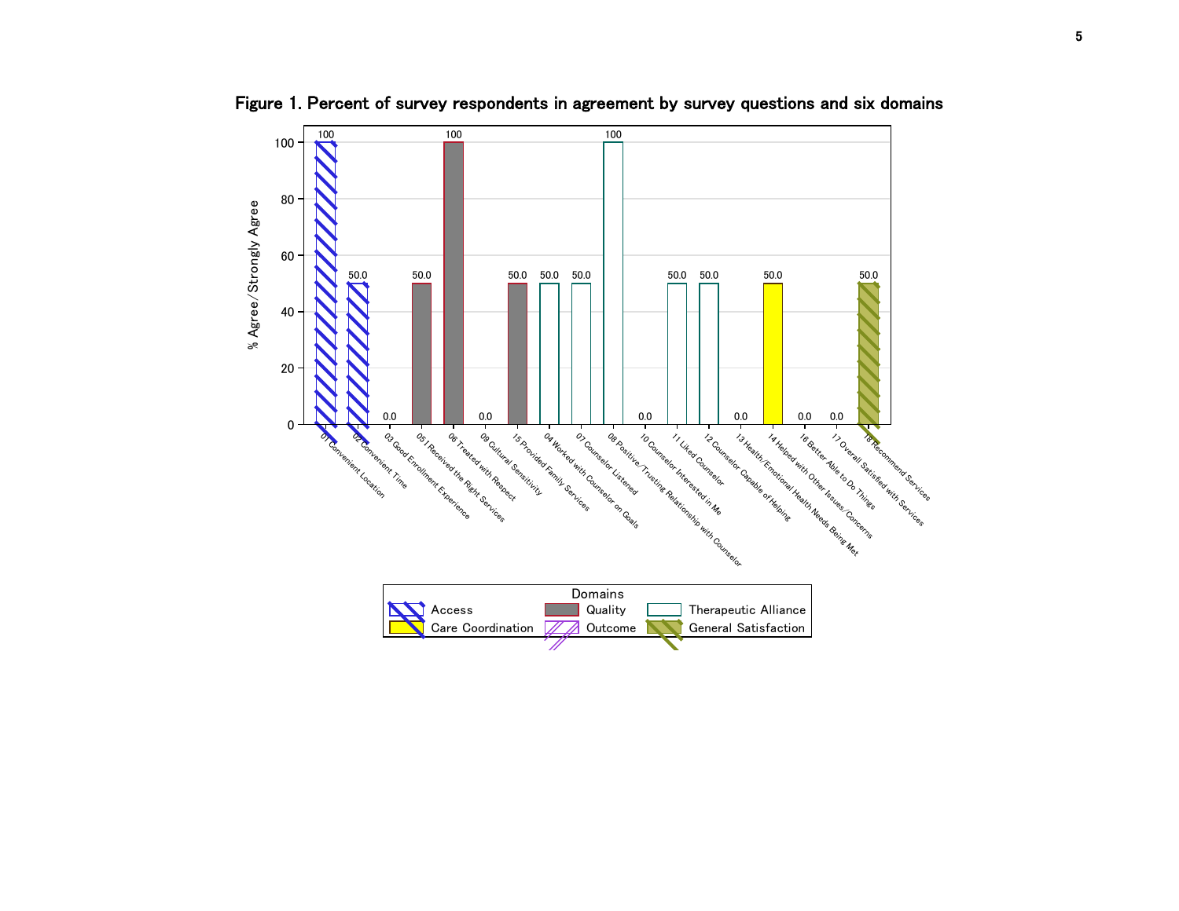**Figure 1. Percent of survey respondents in agreement by survey questions and six domains**

| Survey Question | Domain | % Agree/Strongly Agree |
|---|---|---|
| 01 Convenient Location | Access | 100 |
| 02 Convenient Time | Access | 50.0 |
| 03 Good Enrollment Experience | | 0.0 |
| 05 I Received the Right Services | Quality | 50.0 |
| 06 Treated with Respect | Quality | 100 |
| 09 Cultural Sensitivity | | 0.0 |
| 15 Provided Family Services | Quality | 50.0 |
| 04 Worked with Counselor on Goals | Therapeutic Alliance | 50.0 |
| 07 Counselor Listened | Therapeutic Alliance | 50.0 |
| 08 Positive/Trusting Relationship with Counselor | Therapeutic Alliance | 100 |
| 10 Counselor Interested in Me | | 0.0 |
| 11 Liked Counselor | Therapeutic Alliance | 50.0 |
| 12 Counselor Capable of Helping | Therapeutic Alliance | 50.0 |
| 13 Health/Emotional Health Needs Being Met | | 0.0 |
| 14 Helped with Other Issues/Concerns | Care Coordination | 50.0 |
| 16 Better Able to Do Things | | 0.0 |
| 17 Overall Satisfied with Services | | 0.0 |
| 18 Recommend Services | General Satisfaction | 50.0 |

Domains: Access, Quality, Therapeutic Alliance, Care Coordination, Outcome, General Satisfaction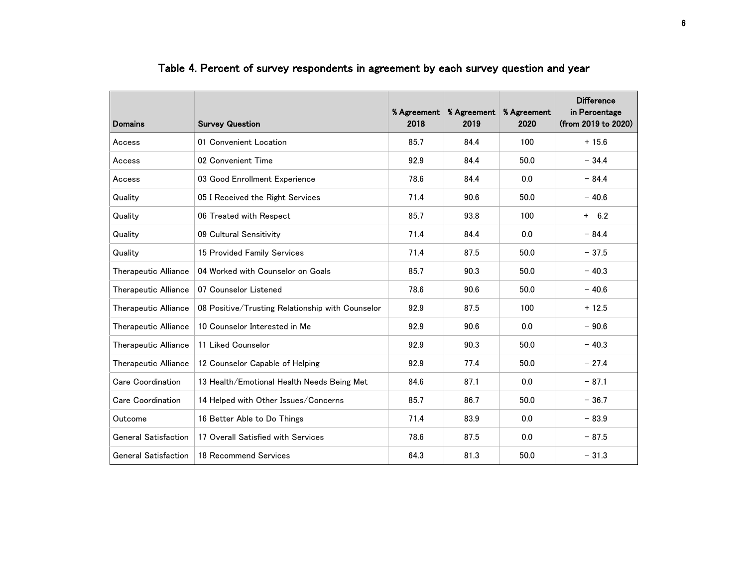## Table 4. Percent of survey respondents in agreement by each survey question and year

| Domains | Survey Question | % Agreement 2018 | % Agreement 2019 | % Agreement 2020 | Difference in Percentage (from 2019 to 2020) |
|---|---|---|---|---|---|
| Access | 01 Convenient Location | 85.7 | 84.4 | 100 | + 15.6 |
| Access | 02 Convenient Time | 92.9 | 84.4 | 50.0 | − 34.4 |
| Access | 03 Good Enrollment Experience | 78.6 | 84.4 | 0.0 | − 84.4 |
| Quality | 05 I Received the Right Services | 71.4 | 90.6 | 50.0 | − 40.6 |
| Quality | 06 Treated with Respect | 85.7 | 93.8 | 100 | + 6.2 |
| Quality | 09 Cultural Sensitivity | 71.4 | 84.4 | 0.0 | − 84.4 |
| Quality | 15 Provided Family Services | 71.4 | 87.5 | 50.0 | − 37.5 |
| Therapeutic Alliance | 04 Worked with Counselor on Goals | 85.7 | 90.3 | 50.0 | − 40.3 |
| Therapeutic Alliance | 07 Counselor Listened | 78.6 | 90.6 | 50.0 | − 40.6 |
| Therapeutic Alliance | 08 Positive/Trusting Relationship with Counselor | 92.9 | 87.5 | 100 | + 12.5 |
| Therapeutic Alliance | 10 Counselor Interested in Me | 92.9 | 90.6 | 0.0 | − 90.6 |
| Therapeutic Alliance | 11 Liked Counselor | 92.9 | 90.3 | 50.0 | − 40.3 |
| Therapeutic Alliance | 12 Counselor Capable of Helping | 92.9 | 77.4 | 50.0 | − 27.4 |
| Care Coordination | 13 Health/Emotional Health Needs Being Met | 84.6 | 87.1 | 0.0 | − 87.1 |
| Care Coordination | 14 Helped with Other Issues/Concerns | 85.7 | 86.7 | 50.0 | − 36.7 |
| Outcome | 16 Better Able to Do Things | 71.4 | 83.9 | 0.0 | − 83.9 |
| General Satisfaction | 17 Overall Satisfied with Services | 78.6 | 87.5 | 0.0 | − 87.5 |
| General Satisfaction | 18 Recommend Services | 64.3 | 81.3 | 50.0 | − 31.3 |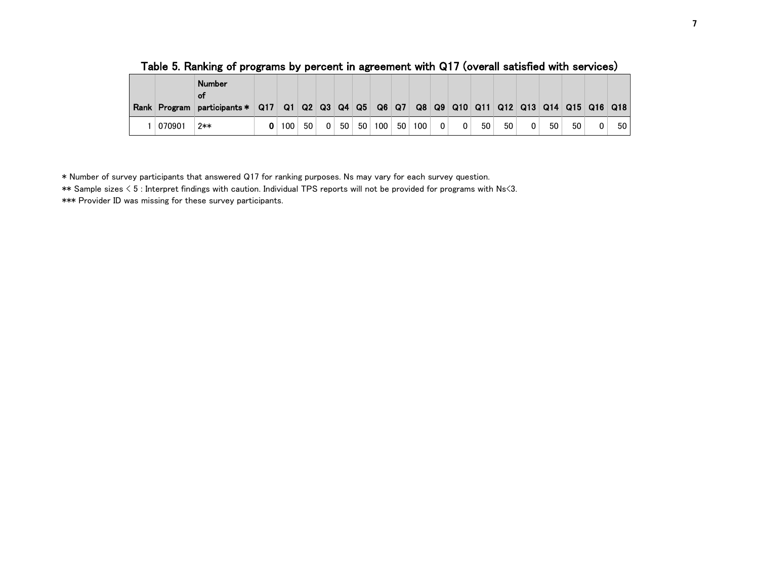Table 5. Ranking of programs by percent in agreement with Q17 (overall satisfied with services)

| Rank | Program | Number of participants * | Q17 | Q1 | Q2 | Q3 | Q4 | Q5 | Q6 | Q7 | Q8 | Q9 | Q10 | Q11 | Q12 | Q13 | Q14 | Q15 | Q16 | Q18 |
|---|---|---|---|---|---|---|---|---|---|---|---|---|---|---|---|---|---|---|---|---|
| 1 | 070901 | 2** | **0** | 100 | 50 | 0 | 50 | 50 | 100 | 50 | 100 | 0 | 0 | 50 | 50 | 0 | 50 | 50 | 0 | 50 |

* Number of survey participants that answered Q17 for ranking purposes. Ns may vary for each survey question.

** Sample sizes < 5 : Interpret findings with caution. Individual TPS reports will not be provided for programs with Ns<3.

*** Provider ID was missing for these survey participants.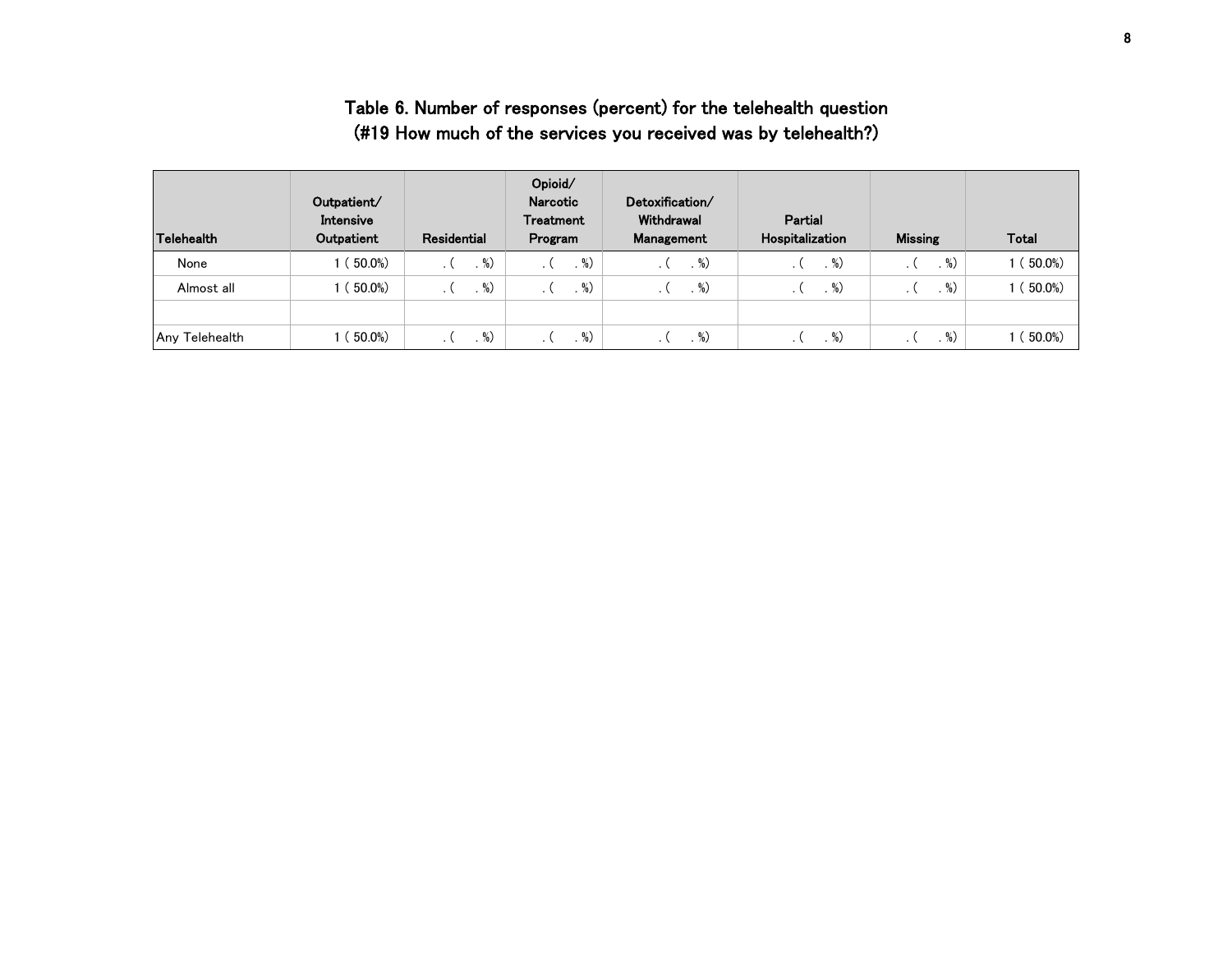# Table 6. Number of responses (percent) for the telehealth question (#19 How much of the services you received was by telehealth?)

| Telehealth | Outpatient/ Intensive Outpatient | Residential | Opioid/ Narcotic Treatment Program | Detoxification/ Withdrawal Management | Partial Hospitalization | Missing | Total |
|---|---|---|---|---|---|---|---|
| None | 1 ( 50.0%) | . ( . %) | . ( . %) | . ( . %) | . ( . %) | . ( . %) | 1 ( 50.0%) |
| Almost all | 1 ( 50.0%) | . ( . %) | . ( . %) | . ( . %) | . ( . %) | . ( . %) | 1 ( 50.0%) |
| | | | | | | | |
| Any Telehealth | 1 ( 50.0%) | . ( . %) | . ( . %) | . ( . %) | . ( . %) | . ( . %) | 1 ( 50.0%) |